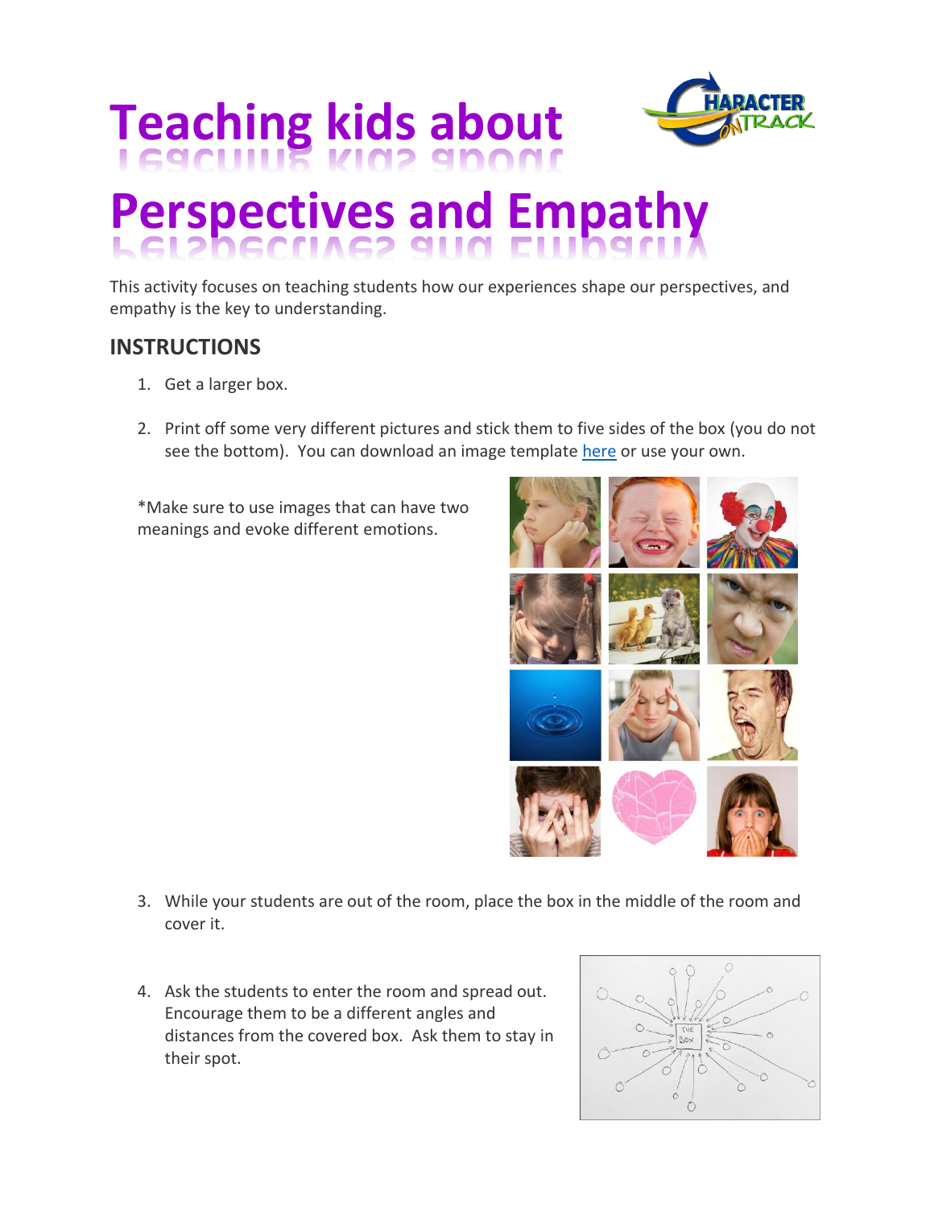# Teaching kids about Perspectives and Empathy

This activity focuses on teaching students how our experiences shape our perspectives, and empathy is the key to understanding.

## INSTRUCTIONS

1. Get a larger box.

2. Print off some very different pictures and stick them to five sides of the box (you do not see the bottom). You can download an image template here or use your own.

   *Make sure to use images that can have two meanings and evoke different emotions.

3. While your students are out of the room, place the box in the middle of the room and cover it.

4. Ask the students to enter the room and spread out. Encourage them to be a different angles and distances from the covered box. Ask them to stay in their spot.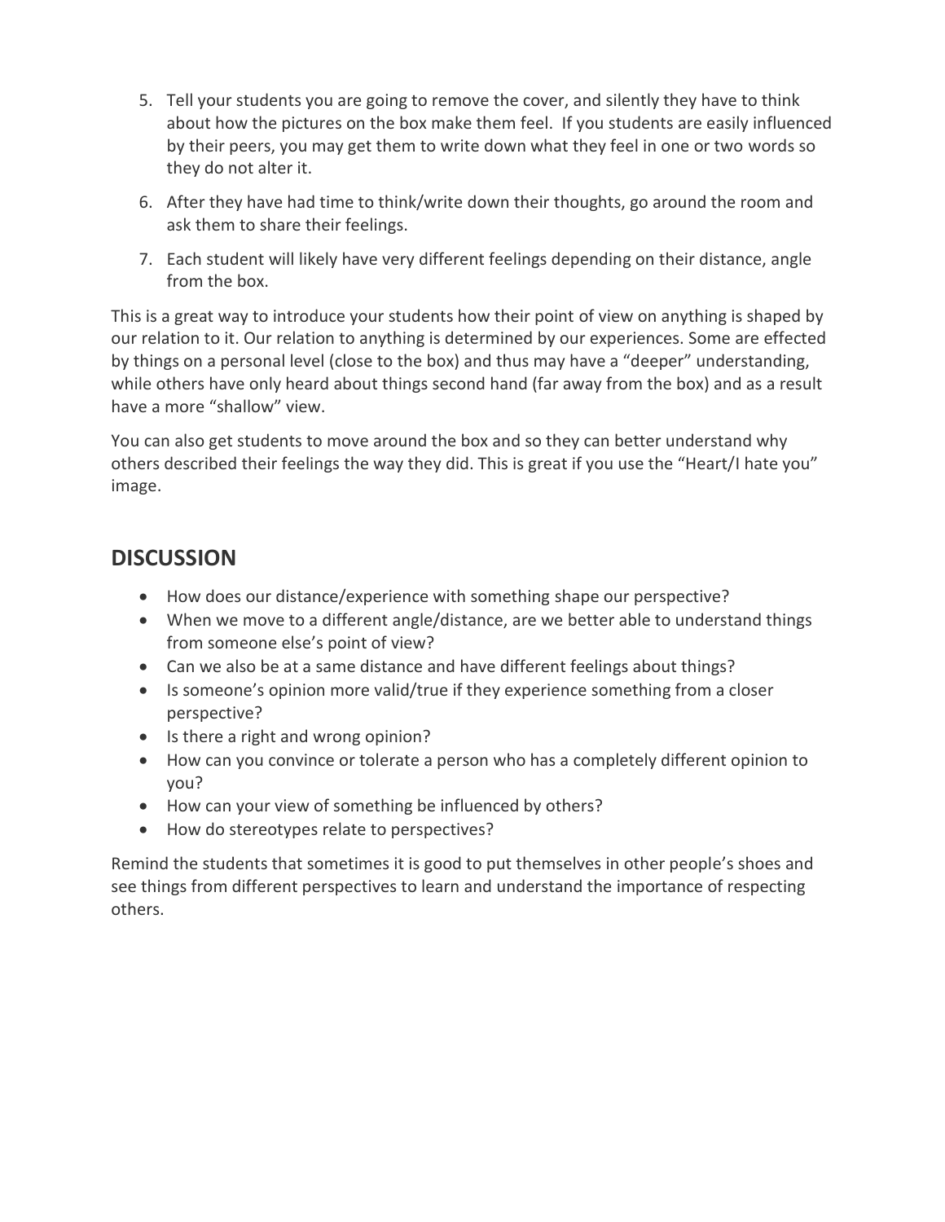5. Tell your students you are going to remove the cover, and silently they have to think about how the pictures on the box make them feel. If you students are easily influenced by their peers, you may get them to write down what they feel in one or two words so they do not alter it.
6. After they have had time to think/write down their thoughts, go around the room and ask them to share their feelings.
7. Each student will likely have very different feelings depending on their distance, angle from the box.

This is a great way to introduce your students how their point of view on anything is shaped by our relation to it. Our relation to anything is determined by our experiences. Some are effected by things on a personal level (close to the box) and thus may have a "deeper" understanding, while others have only heard about things second hand (far away from the box) and as a result have a more "shallow" view.

You can also get students to move around the box and so they can better understand why others described their feelings the way they did. This is great if you use the "Heart/I hate you" image.

## DISCUSSION

- How does our distance/experience with something shape our perspective?
- When we move to a different angle/distance, are we better able to understand things from someone else's point of view?
- Can we also be at a same distance and have different feelings about things?
- Is someone's opinion more valid/true if they experience something from a closer perspective?
- Is there a right and wrong opinion?
- How can you convince or tolerate a person who has a completely different opinion to you?
- How can your view of something be influenced by others?
- How do stereotypes relate to perspectives?

Remind the students that sometimes it is good to put themselves in other people's shoes and see things from different perspectives to learn and understand the importance of respecting others.